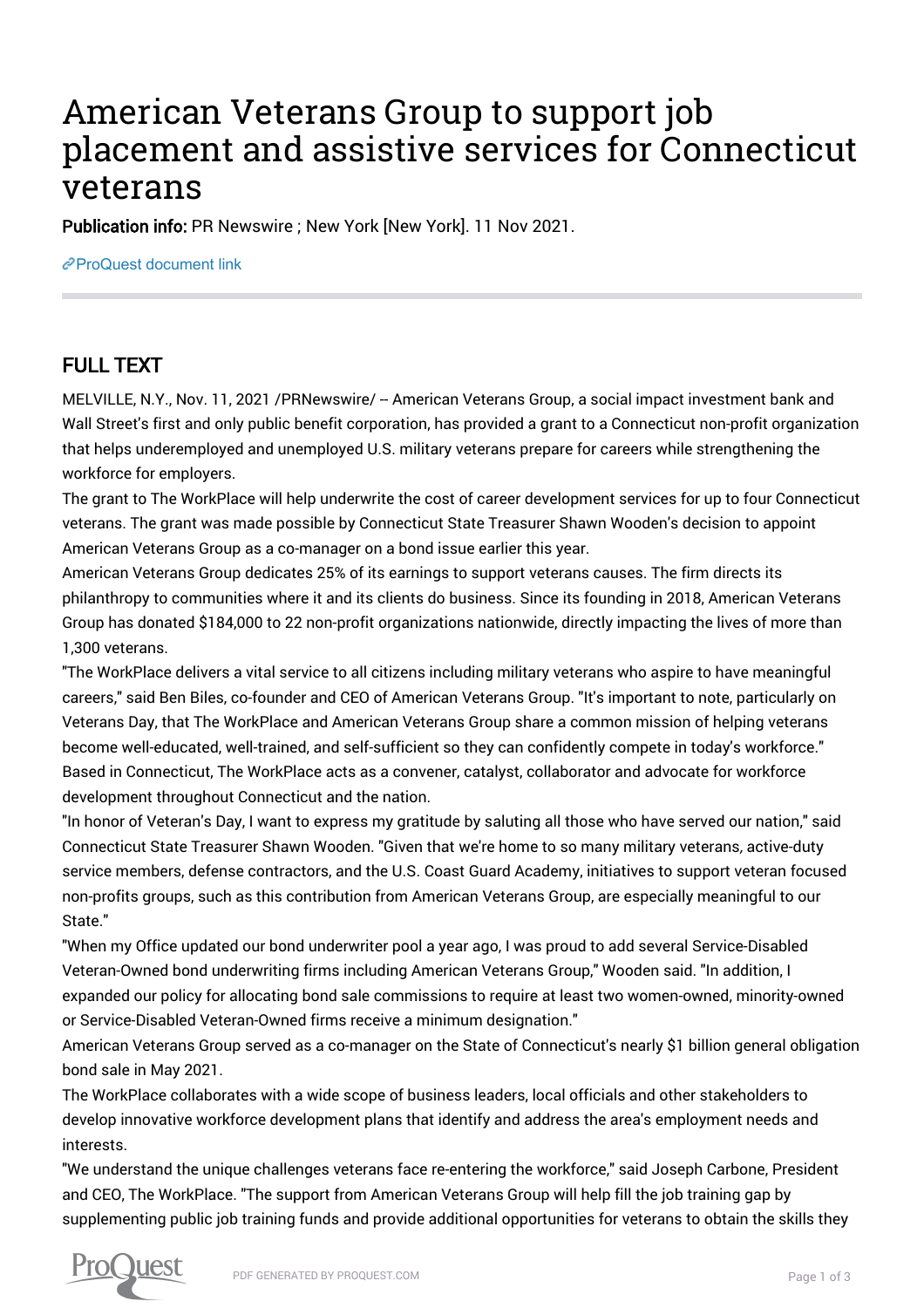# American Veterans Group to support job placement and assistive services for Connecticut veterans

**Publication info:** PR Newswire ; New York [New York]. 11 Nov 2021.

ProQuest document link

## FULL TEXT

MELVILLE, N.Y., Nov. 11, 2021 /PRNewswire/ -- American Veterans Group, a social impact investment bank and Wall Street's first and only public benefit corporation, has provided a grant to a Connecticut non-profit organization that helps underemployed and unemployed U.S. military veterans prepare for careers while strengthening the workforce for employers.

The grant to The WorkPlace will help underwrite the cost of career development services for up to four Connecticut veterans. The grant was made possible by Connecticut State Treasurer Shawn Wooden's decision to appoint American Veterans Group as a co-manager on a bond issue earlier this year.

American Veterans Group dedicates 25% of its earnings to support veterans causes. The firm directs its philanthropy to communities where it and its clients do business. Since its founding in 2018, American Veterans Group has donated $184,000 to 22 non-profit organizations nationwide, directly impacting the lives of more than 1,300 veterans.

"The WorkPlace delivers a vital service to all citizens including military veterans who aspire to have meaningful careers," said Ben Biles, co-founder and CEO of American Veterans Group. "It's important to note, particularly on Veterans Day, that The WorkPlace and American Veterans Group share a common mission of helping veterans become well-educated, well-trained, and self-sufficient so they can confidently compete in today's workforce."

Based in Connecticut, The WorkPlace acts as a convener, catalyst, collaborator and advocate for workforce development throughout Connecticut and the nation.

"In honor of Veteran's Day, I want to express my gratitude by saluting all those who have served our nation," said Connecticut State Treasurer Shawn Wooden. "Given that we're home to so many military veterans, active-duty service members, defense contractors, and the U.S. Coast Guard Academy, initiatives to support veteran focused non-profits groups, such as this contribution from American Veterans Group, are especially meaningful to our State."

"When my Office updated our bond underwriter pool a year ago, I was proud to add several Service-Disabled Veteran-Owned bond underwriting firms including American Veterans Group," Wooden said. "In addition, I expanded our policy for allocating bond sale commissions to require at least two women-owned, minority-owned or Service-Disabled Veteran-Owned firms receive a minimum designation."

American Veterans Group served as a co-manager on the State of Connecticut's nearly $1 billion general obligation bond sale in May 2021.

The WorkPlace collaborates with a wide scope of business leaders, local officials and other stakeholders to develop innovative workforce development plans that identify and address the area's employment needs and interests.

"We understand the unique challenges veterans face re-entering the workforce," said Joseph Carbone, President and CEO, The WorkPlace. "The support from American Veterans Group will help fill the job training gap by supplementing public job training funds and provide additional opportunities for veterans to obtain the skills they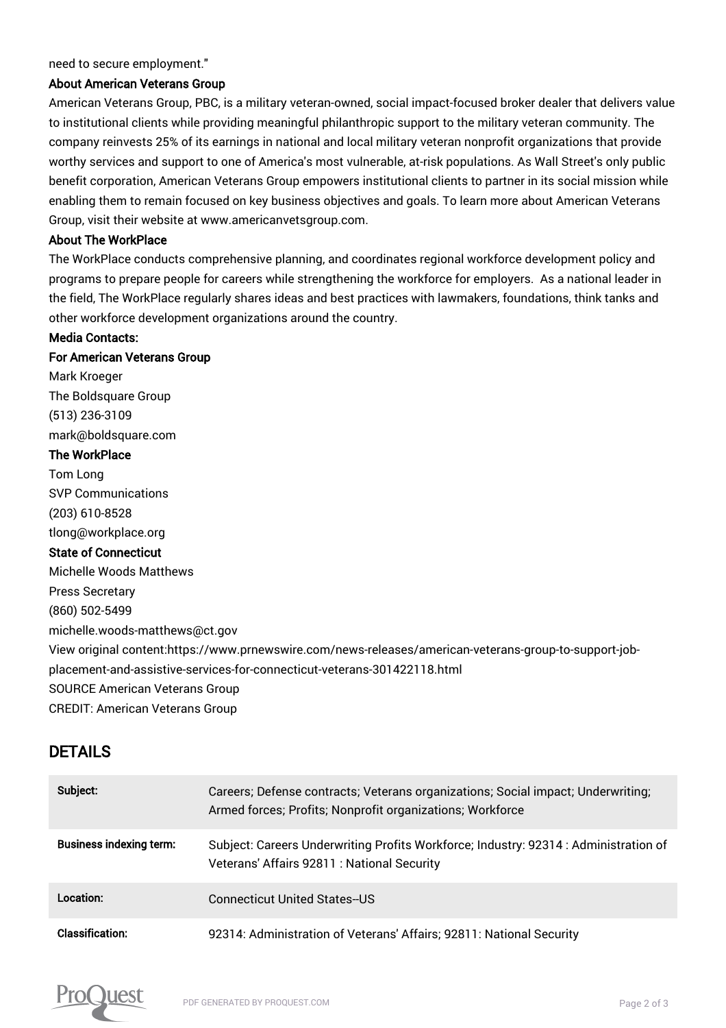need to secure employment."

**About American Veterans Group**

American Veterans Group, PBC, is a military veteran-owned, social impact-focused broker dealer that delivers value to institutional clients while providing meaningful philanthropic support to the military veteran community. The company reinvests 25% of its earnings in national and local military veteran nonprofit organizations that provide worthy services and support to one of America's most vulnerable, at-risk populations. As Wall Street's only public benefit corporation, American Veterans Group empowers institutional clients to partner in its social mission while enabling them to remain focused on key business objectives and goals. To learn more about American Veterans Group, visit their website at www.americanvetsgroup.com.

**About The WorkPlace**

The WorkPlace conducts comprehensive planning, and coordinates regional workforce development policy and programs to prepare people for careers while strengthening the workforce for employers. As a national leader in the field, The WorkPlace regularly shares ideas and best practices with lawmakers, foundations, think tanks and other workforce development organizations around the country.

**Media Contacts:**

**For American Veterans Group**

Mark Kroeger
The Boldsquare Group
(513) 236-3109
mark@boldsquare.com

**The WorkPlace**

Tom Long
SVP Communications
(203) 610-8528
tlong@workplace.org

**State of Connecticut**

Michelle Woods Matthews
Press Secretary
(860) 502-5499
michelle.woods-matthews@ct.gov

View original content:https://www.prnewswire.com/news-releases/american-veterans-group-to-support-job-placement-and-assistive-services-for-connecticut-veterans-301422118.html

SOURCE American Veterans Group

CREDIT: American Veterans Group

## DETAILS

| | |
|---|---|
| **Subject:** | Careers; Defense contracts; Veterans organizations; Social impact; Underwriting; Armed forces; Profits; Nonprofit organizations; Workforce |
| **Business indexing term:** | Subject: Careers Underwriting Profits Workforce; Industry: 92314 : Administration of Veterans' Affairs 92811 : National Security |
| **Location:** | Connecticut United States--US |
| **Classification:** | 92314: Administration of Veterans' Affairs; 92811: National Security |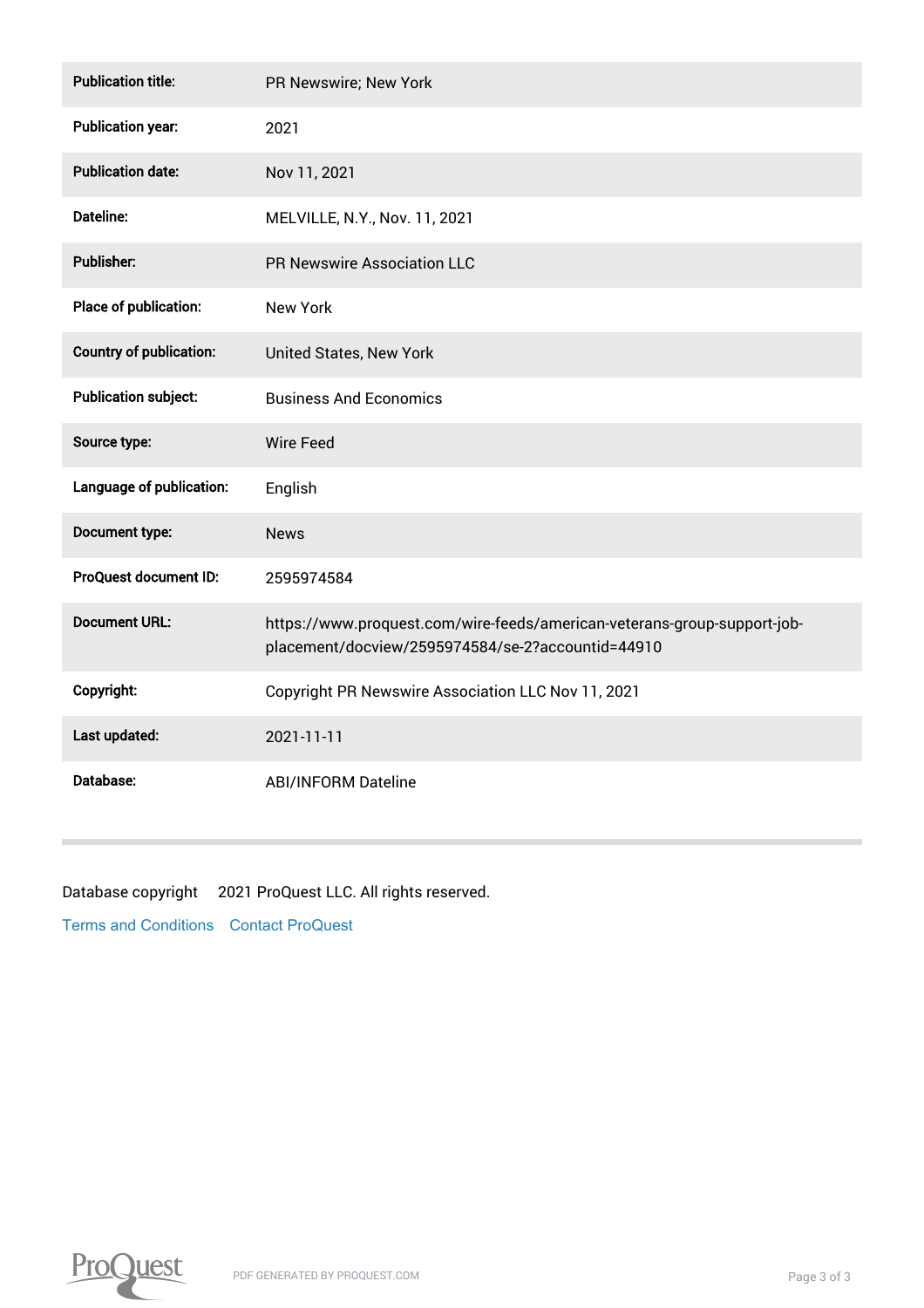| | |
|---|---|
| **Publication title:** | PR Newswire; New York |
| **Publication year:** | 2021 |
| **Publication date:** | Nov 11, 2021 |
| **Dateline:** | MELVILLE, N.Y., Nov. 11, 2021 |
| **Publisher:** | PR Newswire Association LLC |
| **Place of publication:** | New York |
| **Country of publication:** | United States, New York |
| **Publication subject:** | Business And Economics |
| **Source type:** | Wire Feed |
| **Language of publication:** | English |
| **Document type:** | News |
| **ProQuest document ID:** | 2595974584 |
| **Document URL:** | https://www.proquest.com/wire-feeds/american-veterans-group-support-job-placement/docview/2595974584/se-2?accountid=44910 |
| **Copyright:** | Copyright PR Newswire Association LLC Nov 11, 2021 |
| **Last updated:** | 2021-11-11 |
| **Database:** | ABI/INFORM Dateline |

Database copyright 2021 ProQuest LLC. All rights reserved.

Terms and Conditions Contact ProQuest